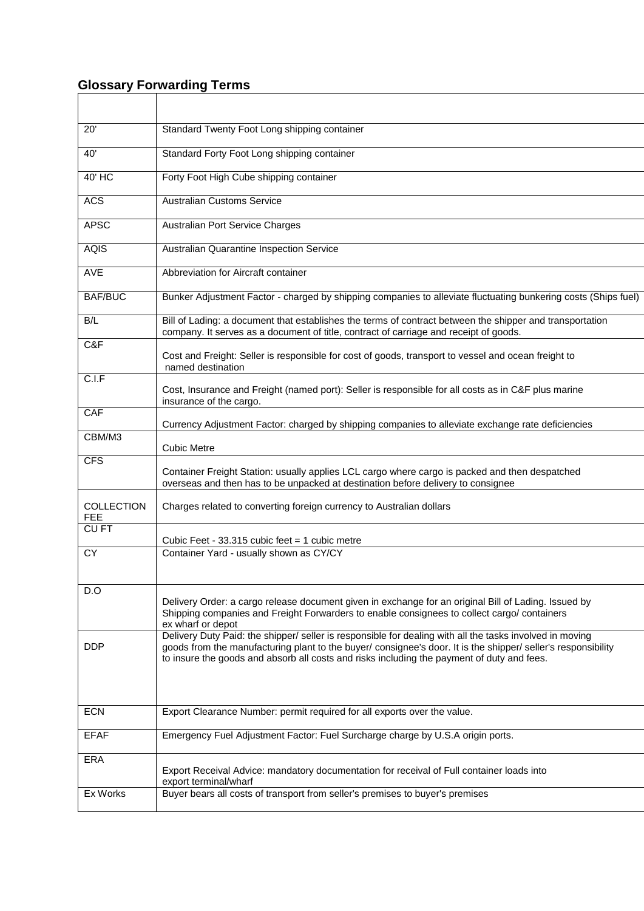## Glossary Forwarding Terms

| | |
|---|---|
| 20' | Standard Twenty Foot Long shipping container |
| 40' | Standard Forty Foot Long shipping container |
| 40' HC | Forty Foot High Cube shipping container |
| ACS | Australian Customs Service |
| APSC | Australian Port Service Charges |
| AQIS | Australian Quarantine Inspection Service |
| AVE | Abbreviation for Aircraft container |
| BAF/BUC | Bunker Adjustment Factor - charged by shipping companies to alleviate fluctuating bunkering costs (Ships fuel) |
| B/L | Bill of Lading: a document that establishes the terms of contract between the shipper and transportation company. It serves as a document of title, contract of carriage and receipt of goods. |
| C&F | Cost and Freight: Seller is responsible for cost of goods, transport to vessel and ocean freight to named destination |
| C.I.F | Cost, Insurance and Freight (named port): Seller is responsible for all costs as in C&F plus marine insurance of the cargo. |
| CAF | Currency Adjustment Factor: charged by shipping companies to alleviate exchange rate deficiencies |
| CBM/M3 | Cubic Metre |
| CFS | Container Freight Station: usually applies LCL cargo where cargo is packed and then despatched overseas and then has to be unpacked at destination before delivery to consignee |
| COLLECTION FEE | Charges related to converting foreign currency to Australian dollars |
| CU FT | Cubic Feet - 33.315 cubic feet = 1 cubic metre |
| CY | Container Yard - usually shown as CY/CY |
| D.O | Delivery Order: a cargo release document given in exchange for an original Bill of Lading. Issued by Shipping companies and Freight Forwarders to enable consignees to collect cargo/ containers ex wharf or depot |
| DDP | Delivery Duty Paid: the shipper/ seller is responsible for dealing with all the tasks involved in moving goods from the manufacturing plant to the buyer/ consignee's door. It is the shipper/ seller's responsibility to insure the goods and absorb all costs and risks including the payment of duty and fees. |
| ECN | Export Clearance Number: permit required for all exports over the value. |
| EFAF | Emergency Fuel Adjustment Factor: Fuel Surcharge charge by U.S.A origin ports. |
| ERA | Export Receival Advice: mandatory documentation for receival of Full container loads into export terminal/wharf |
| Ex Works | Buyer bears all costs of transport from seller's premises to buyer's premises |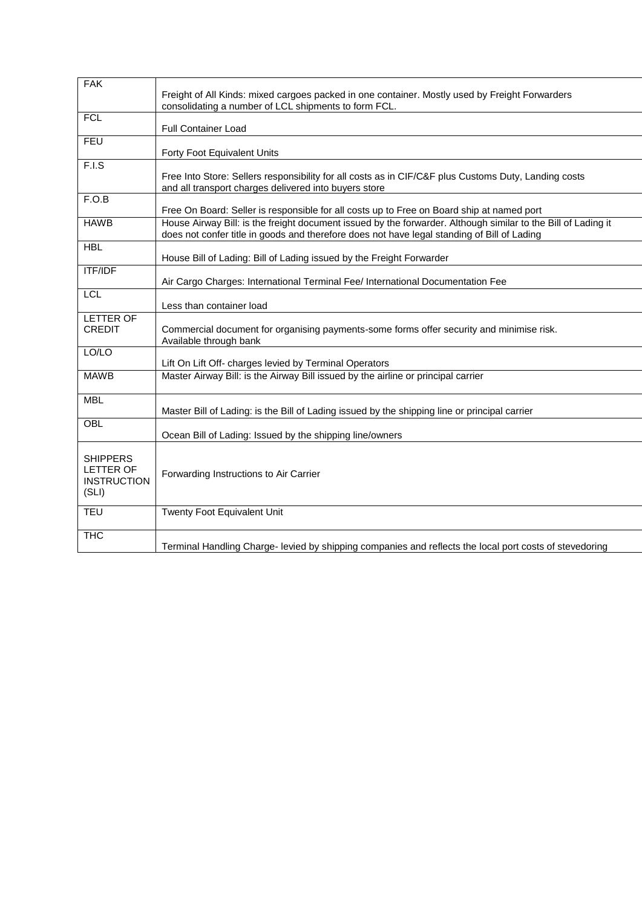| | |
|---|---|
| FAK | Freight of All Kinds: mixed cargoes packed in one container. Mostly used by Freight Forwarders consolidating a number of LCL shipments to form FCL. |
| FCL | Full Container Load |
| FEU | Forty Foot Equivalent Units |
| F.I.S | Free Into Store: Sellers responsibility for all costs as in CIF/C&F plus Customs Duty, Landing costs and all transport charges delivered into buyers store |
| F.O.B | Free On Board: Seller is responsible for all costs up to Free on Board ship at named port |
| HAWB | House Airway Bill: is the freight document issued by the forwarder. Although similar to the Bill of Lading it does not confer title in goods and therefore does not have legal standing of Bill of Lading |
| HBL | House Bill of Lading: Bill of Lading issued by the Freight Forwarder |
| ITF/IDF | Air Cargo Charges: International Terminal Fee/ International Documentation Fee |
| LCL | Less than container load |
| LETTER OF CREDIT | Commercial document for organising payments-some forms offer security and minimise risk. Available through bank |
| LO/LO | Lift On Lift Off- charges levied by Terminal Operators |
| MAWB | Master Airway Bill: is the Airway Bill issued by the airline or principal carrier |
| MBL | Master Bill of Lading: is the Bill of Lading issued by the shipping line or principal carrier |
| OBL | Ocean Bill of Lading: Issued by the shipping line/owners |
| SHIPPERS LETTER OF INSTRUCTION (SLI) | Forwarding Instructions to Air Carrier |
| TEU | Twenty Foot Equivalent Unit |
| THC | Terminal Handling Charge- levied by shipping companies and reflects the local port costs of stevedoring |